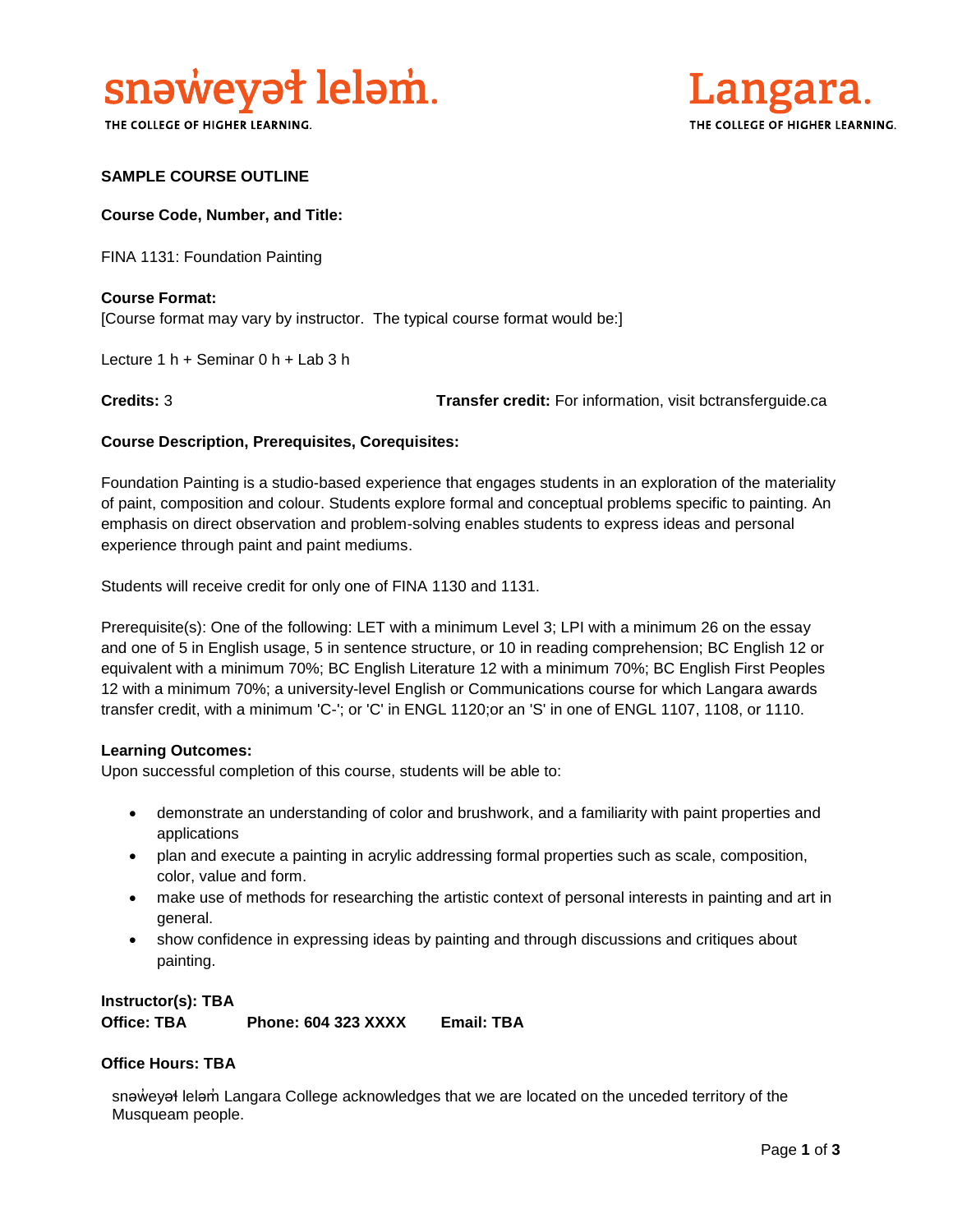snəw̓eyəɬ leləm̓.
THE COLLEGE OF HIGHER LEARNING.

Langara.
THE COLLEGE OF HIGHER LEARNING.

**SAMPLE COURSE OUTLINE**

**Course Code, Number, and Title:**

FINA 1131: Foundation Painting

**Course Format:**
[Course format may vary by instructor. The typical course format would be:]

Lecture 1 h + Seminar 0 h + Lab 3 h

**Credits:** 3 **Transfer credit:** For information, visit bctransferguide.ca

**Course Description, Prerequisites, Corequisites:**

Foundation Painting is a studio-based experience that engages students in an exploration of the materiality of paint, composition and colour. Students explore formal and conceptual problems specific to painting. An emphasis on direct observation and problem-solving enables students to express ideas and personal experience through paint and paint mediums.

Students will receive credit for only one of FINA 1130 and 1131.

Prerequisite(s): One of the following: LET with a minimum Level 3; LPI with a minimum 26 on the essay and one of 5 in English usage, 5 in sentence structure, or 10 in reading comprehension; BC English 12 or equivalent with a minimum 70%; BC English Literature 12 with a minimum 70%; BC English First Peoples 12 with a minimum 70%; a university-level English or Communications course for which Langara awards transfer credit, with a minimum 'C-'; or 'C' in ENGL 1120;or an 'S' in one of ENGL 1107, 1108, or 1110.

**Learning Outcomes:**
Upon successful completion of this course, students will be able to:

- demonstrate an understanding of color and brushwork, and a familiarity with paint properties and applications
- plan and execute a painting in acrylic addressing formal properties such as scale, composition, color, value and form.
- make use of methods for researching the artistic context of personal interests in painting and art in general.
- show confidence in expressing ideas by painting and through discussions and critiques about painting.

**Instructor(s): TBA**
**Office: TBA** **Phone: 604 323 XXXX** **Email: TBA**

**Office Hours: TBA**

snəw̓eyəɬ leləm̓ Langara College acknowledges that we are located on the unceded territory of the Musqueam people.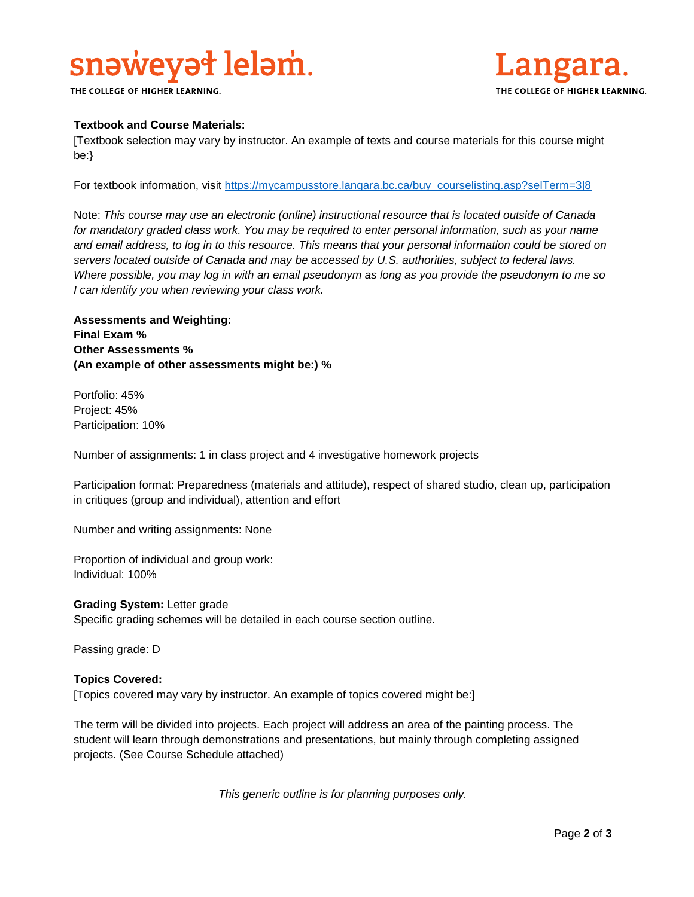**Textbook and Course Materials:**

[Textbook selection may vary by instructor. An example of texts and course materials for this course might be:}

For textbook information, visit https://mycampusstore.langara.bc.ca/buy_courselisting.asp?selTerm=3|8

Note: *This course may use an electronic (online) instructional resource that is located outside of Canada for mandatory graded class work. You may be required to enter personal information, such as your name and email address, to log in to this resource. This means that your personal information could be stored on servers located outside of Canada and may be accessed by U.S. authorities, subject to federal laws. Where possible, you may log in with an email pseudonym as long as you provide the pseudonym to me so I can identify you when reviewing your class work.*

**Assessments and Weighting:**
**Final Exam %**
**Other Assessments %**
**(An example of other assessments might be:) %**

Portfolio: 45%
Project: 45%
Participation: 10%

Number of assignments: 1 in class project and 4 investigative homework projects

Participation format: Preparedness (materials and attitude), respect of shared studio, clean up, participation in critiques (group and individual), attention and effort

Number and writing assignments: None

Proportion of individual and group work:
Individual: 100%

**Grading System:** Letter grade
Specific grading schemes will be detailed in each course section outline.

Passing grade: D

**Topics Covered:**

[Topics covered may vary by instructor. An example of topics covered might be:]

The term will be divided into projects. Each project will address an area of the painting process. The student will learn through demonstrations and presentations, but mainly through completing assigned projects. (See Course Schedule attached)

*This generic outline is for planning purposes only.*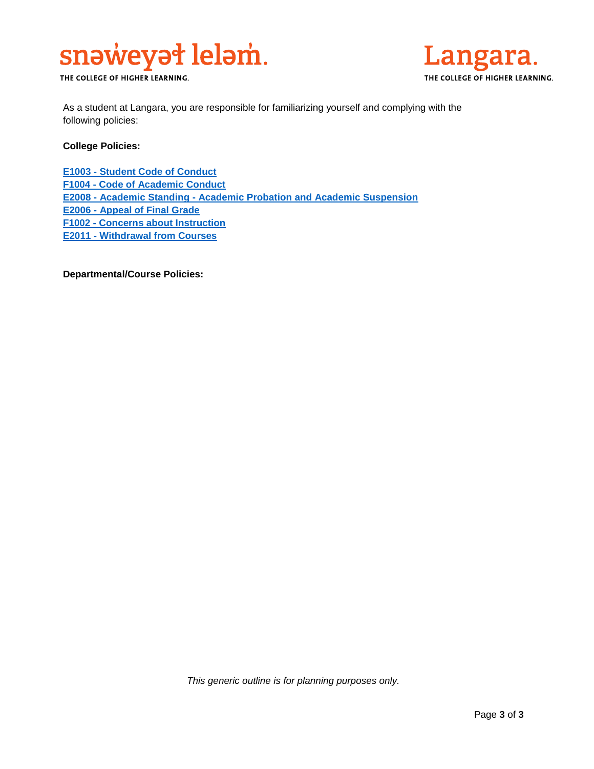As a student at Langara, you are responsible for familiarizing yourself and complying with the following policies:

**College Policies:**

**E1003 - Student Code of Conduct**
**F1004 - Code of Academic Conduct**
**E2008 - Academic Standing - Academic Probation and Academic Suspension**
**E2006 - Appeal of Final Grade**
**F1002 - Concerns about Instruction**
**E2011 - Withdrawal from Courses**

**Departmental/Course Policies:**

*This generic outline is for planning purposes only.*